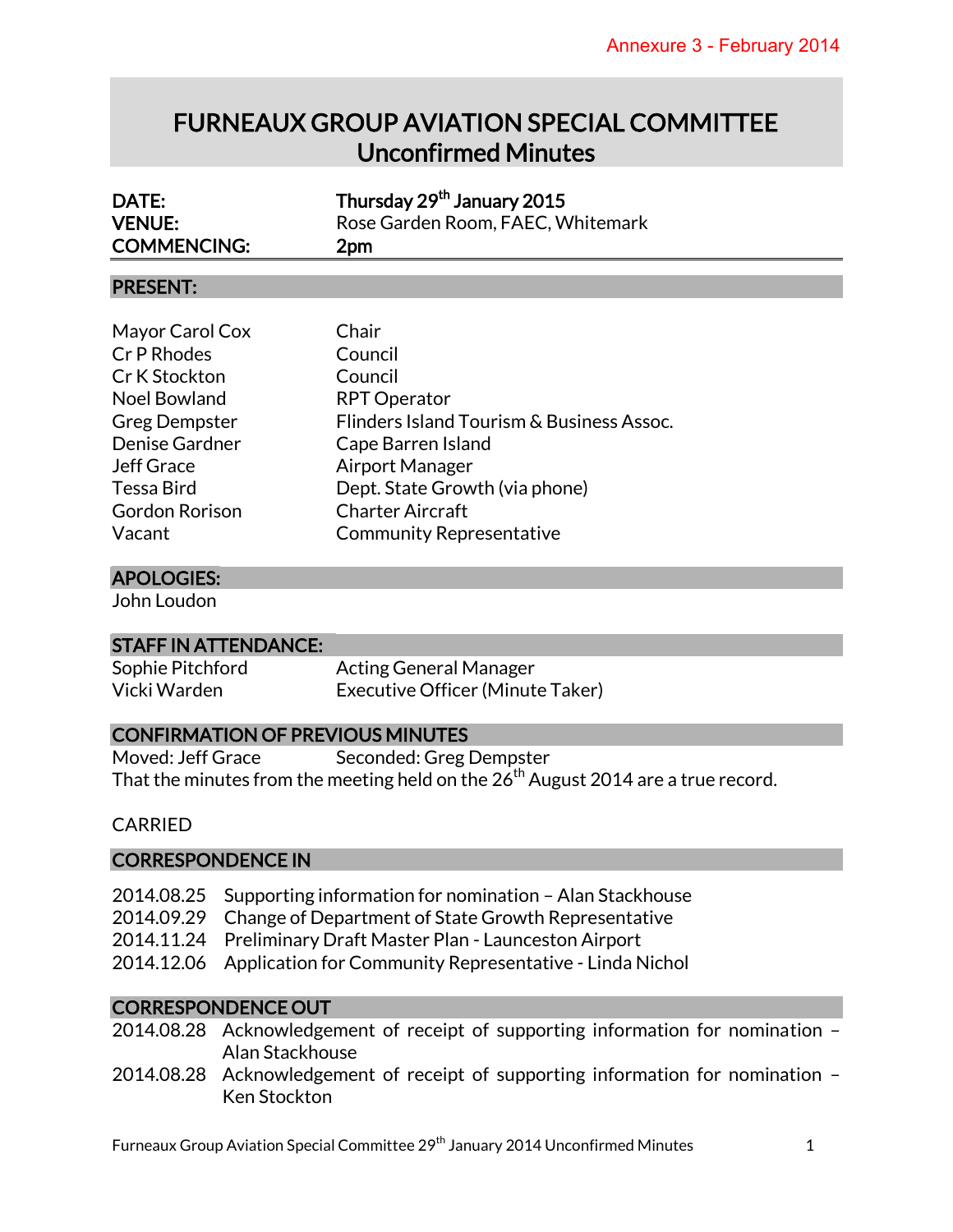Annexure 3 - February 2014

# FURNEAUX GROUP AVIATION SPECIAL COMMITTEE
## Unconfirmed Minutes

| | |
|---|---|
| **DATE:** | **Thursday 29th January 2015** |
| **VENUE:** | Rose Garden Room, FAEC, Whitemark |
| **COMMENCING:** | **2pm** |

## PRESENT:

| | |
|---|---|
| Mayor Carol Cox | Chair |
| Cr P Rhodes | Council |
| Cr K Stockton | Council |
| Noel Bowland | RPT Operator |
| Greg Dempster | Flinders Island Tourism & Business Assoc. |
| Denise Gardner | Cape Barren Island |
| Jeff Grace | Airport Manager |
| Tessa Bird | Dept. State Growth (via phone) |
| Gordon Rorison | Charter Aircraft |
| Vacant | Community Representative |

## APOLOGIES:

John Loudon

## STAFF IN ATTENDANCE:

| | |
|---|---|
| Sophie Pitchford | Acting General Manager |
| Vicki Warden | Executive Officer (Minute Taker) |

## CONFIRMATION OF PREVIOUS MINUTES

Moved: Jeff Grace Seconded: Greg Dempster

That the minutes from the meeting held on the 26th August 2014 are a true record.

CARRIED

## CORRESPONDENCE IN

2014.08.25 Supporting information for nomination – Alan Stackhouse
2014.09.29 Change of Department of State Growth Representative
2014.11.24 Preliminary Draft Master Plan - Launceston Airport
2014.12.06 Application for Community Representative - Linda Nichol

## CORRESPONDENCE OUT

2014.08.28 Acknowledgement of receipt of supporting information for nomination – Alan Stackhouse
2014.08.28 Acknowledgement of receipt of supporting information for nomination – Ken Stockton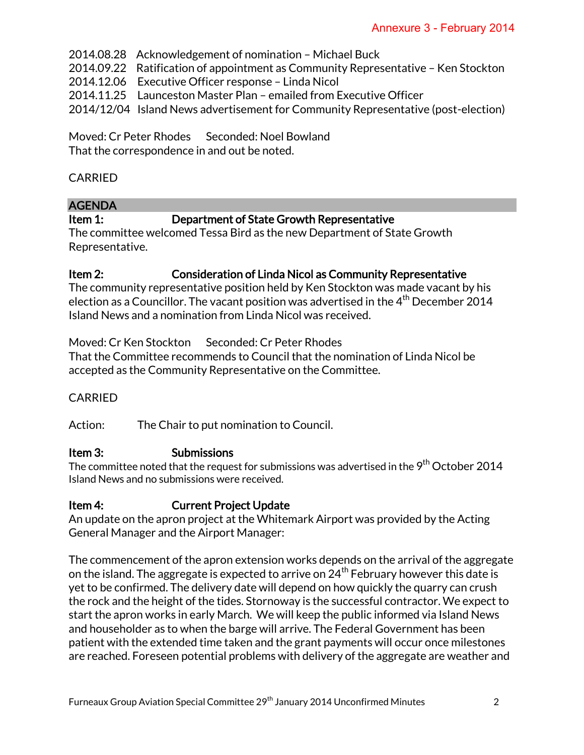2014.08.28 Acknowledgement of nomination – Michael Buck
2014.09.22 Ratification of appointment as Community Representative – Ken Stockton
2014.12.06 Executive Officer response – Linda Nicol
2014.11.25 Launceston Master Plan – emailed from Executive Officer
2014/12/04 Island News advertisement for Community Representative (post-election)

Moved: Cr Peter Rhodes Seconded: Noel Bowland
That the correspondence in and out be noted.

CARRIED

## AGENDA

**Item 1: Department of State Growth Representative**

The committee welcomed Tessa Bird as the new Department of State Growth Representative.

**Item 2: Consideration of Linda Nicol as Community Representative**

The community representative position held by Ken Stockton was made vacant by his election as a Councillor. The vacant position was advertised in the 4th December 2014 Island News and a nomination from Linda Nicol was received.

Moved: Cr Ken Stockton Seconded: Cr Peter Rhodes
That the Committee recommends to Council that the nomination of Linda Nicol be accepted as the Community Representative on the Committee.

CARRIED

Action: The Chair to put nomination to Council.

**Item 3: Submissions**

The committee noted that the request for submissions was advertised in the 9th October 2014 Island News and no submissions were received.

**Item 4: Current Project Update**

An update on the apron project at the Whitemark Airport was provided by the Acting General Manager and the Airport Manager:

The commencement of the apron extension works depends on the arrival of the aggregate on the island. The aggregate is expected to arrive on 24th February however this date is yet to be confirmed. The delivery date will depend on how quickly the quarry can crush the rock and the height of the tides. Stornoway is the successful contractor. We expect to start the apron works in early March. We will keep the public informed via Island News and householder as to when the barge will arrive. The Federal Government has been patient with the extended time taken and the grant payments will occur once milestones are reached. Foreseen potential problems with delivery of the aggregate are weather and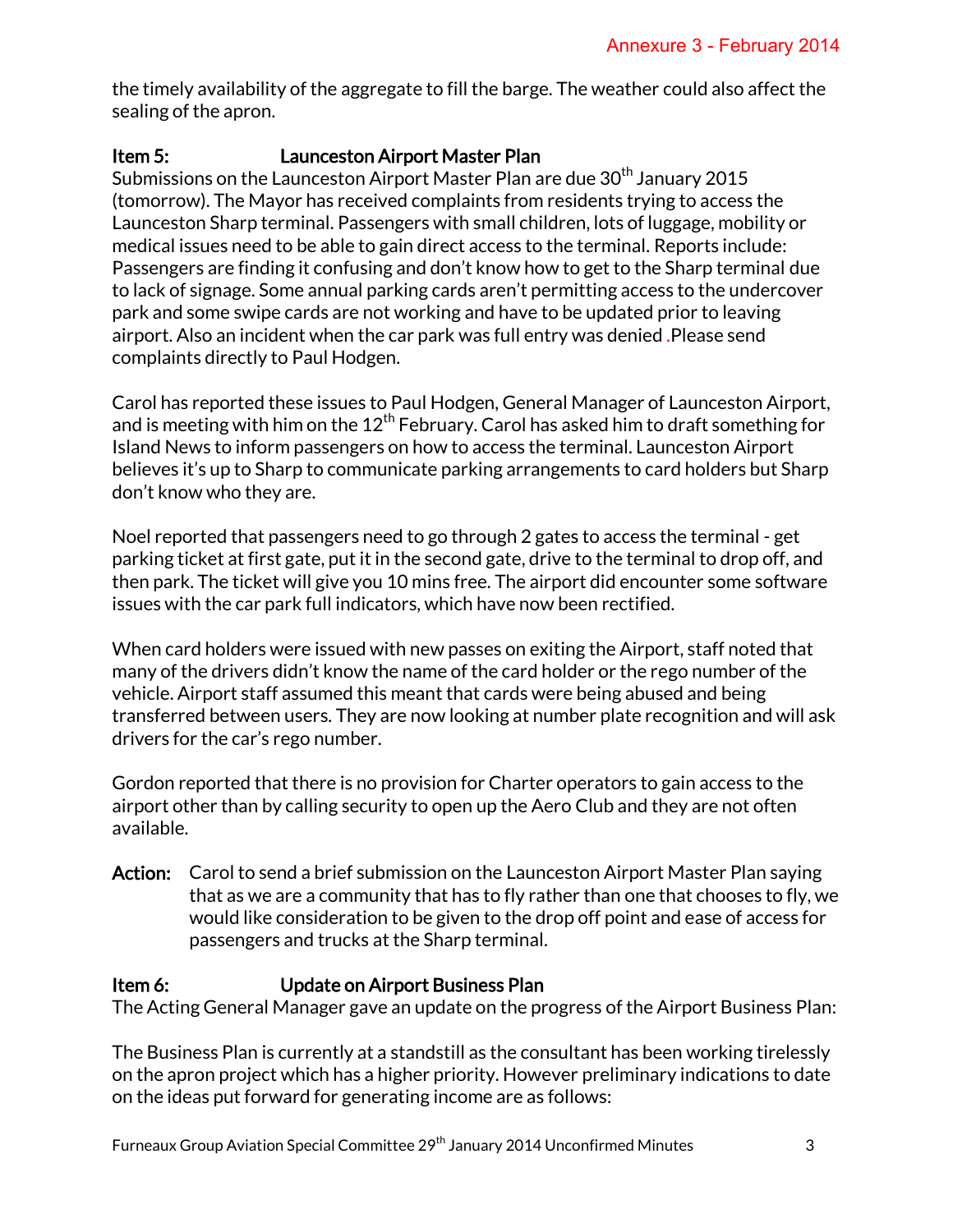the timely availability of the aggregate to fill the barge. The weather could also affect the sealing of the apron.

**Item 5: Launceston Airport Master Plan**

Submissions on the Launceston Airport Master Plan are due 30th January 2015 (tomorrow). The Mayor has received complaints from residents trying to access the Launceston Sharp terminal. Passengers with small children, lots of luggage, mobility or medical issues need to be able to gain direct access to the terminal. Reports include: Passengers are finding it confusing and don't know how to get to the Sharp terminal due to lack of signage. Some annual parking cards aren't permitting access to the undercover park and some swipe cards are not working and have to be updated prior to leaving airport. Also an incident when the car park was full entry was denied .Please send complaints directly to Paul Hodgen.

Carol has reported these issues to Paul Hodgen, General Manager of Launceston Airport, and is meeting with him on the 12th February. Carol has asked him to draft something for Island News to inform passengers on how to access the terminal. Launceston Airport believes it's up to Sharp to communicate parking arrangements to card holders but Sharp don't know who they are.

Noel reported that passengers need to go through 2 gates to access the terminal - get parking ticket at first gate, put it in the second gate, drive to the terminal to drop off, and then park. The ticket will give you 10 mins free. The airport did encounter some software issues with the car park full indicators, which have now been rectified.

When card holders were issued with new passes on exiting the Airport, staff noted that many of the drivers didn't know the name of the card holder or the rego number of the vehicle. Airport staff assumed this meant that cards were being abused and being transferred between users. They are now looking at number plate recognition and will ask drivers for the car's rego number.

Gordon reported that there is no provision for Charter operators to gain access to the airport other than by calling security to open up the Aero Club and they are not often available.

**Action:** Carol to send a brief submission on the Launceston Airport Master Plan saying that as we are a community that has to fly rather than one that chooses to fly, we would like consideration to be given to the drop off point and ease of access for passengers and trucks at the Sharp terminal.

**Item 6: Update on Airport Business Plan**

The Acting General Manager gave an update on the progress of the Airport Business Plan:

The Business Plan is currently at a standstill as the consultant has been working tirelessly on the apron project which has a higher priority. However preliminary indications to date on the ideas put forward for generating income are as follows: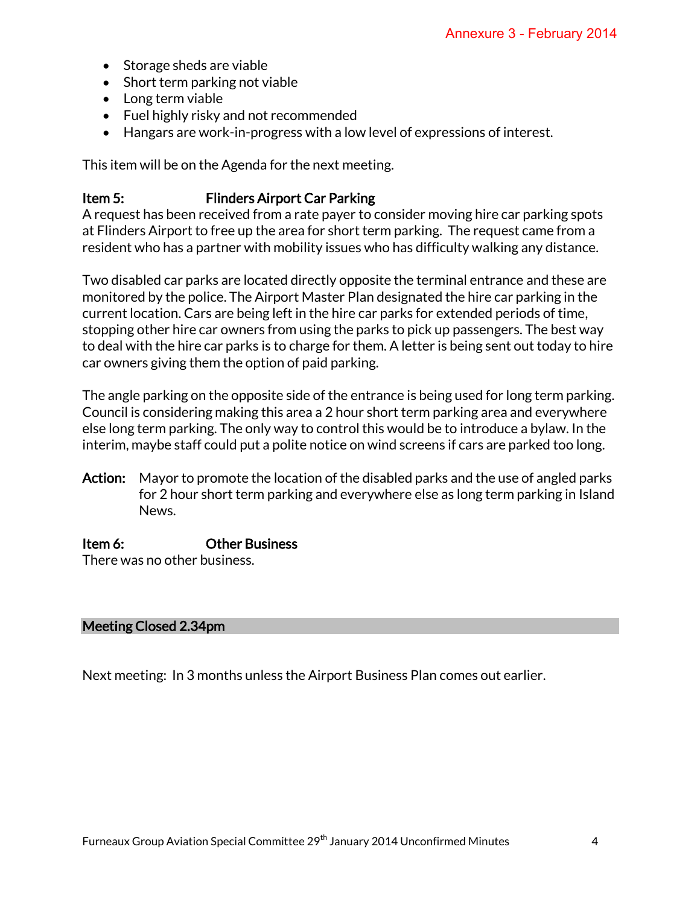- Storage sheds are viable
- Short term parking not viable
- Long term viable
- Fuel highly risky and not recommended
- Hangars are work-in-progress with a low level of expressions of interest.

This item will be on the Agenda for the next meeting.

**Item 5: Flinders Airport Car Parking**

A request has been received from a rate payer to consider moving hire car parking spots at Flinders Airport to free up the area for short term parking. The request came from a resident who has a partner with mobility issues who has difficulty walking any distance.

Two disabled car parks are located directly opposite the terminal entrance and these are monitored by the police. The Airport Master Plan designated the hire car parking in the current location. Cars are being left in the hire car parks for extended periods of time, stopping other hire car owners from using the parks to pick up passengers. The best way to deal with the hire car parks is to charge for them. A letter is being sent out today to hire car owners giving them the option of paid parking.

The angle parking on the opposite side of the entrance is being used for long term parking. Council is considering making this area a 2 hour short term parking area and everywhere else long term parking. The only way to control this would be to introduce a bylaw. In the interim, maybe staff could put a polite notice on wind screens if cars are parked too long.

**Action:** Mayor to promote the location of the disabled parks and the use of angled parks for 2 hour short term parking and everywhere else as long term parking in Island News.

**Item 6: Other Business**

There was no other business.

**Meeting Closed 2.34pm**

Next meeting: In 3 months unless the Airport Business Plan comes out earlier.